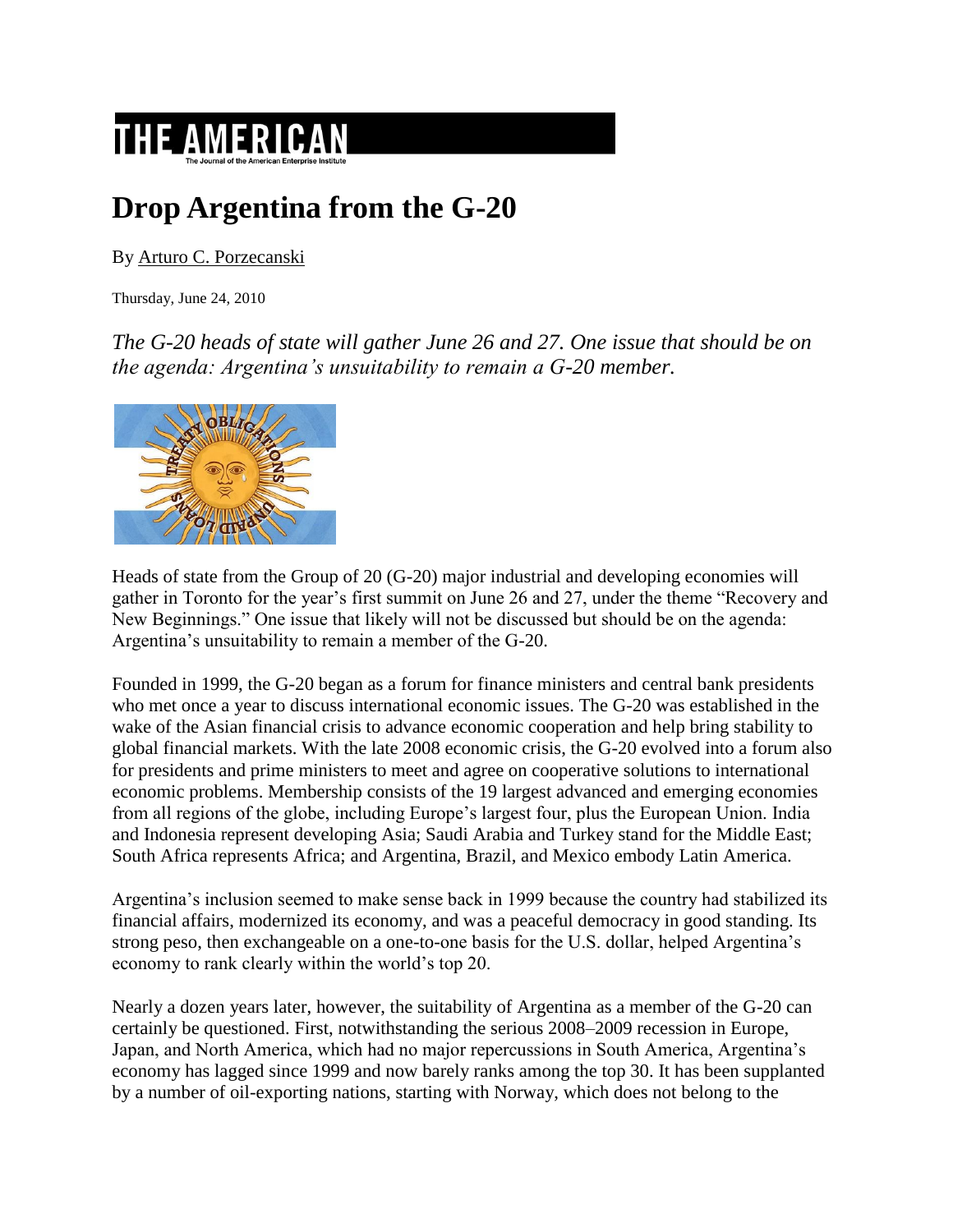# Drop Argentina from the G-20

By Arturo C. Porzecanski

Thursday, June 24, 2010

*The G-20 heads of state will gather June 26 and 27. One issue that should be on the agenda: Argentina's unsuitability to remain a G-20 member.*

Heads of state from the Group of 20 (G-20) major industrial and developing economies will gather in Toronto for the year's first summit on June 26 and 27, under the theme "Recovery and New Beginnings." One issue that likely will not be discussed but should be on the agenda: Argentina's unsuitability to remain a member of the G-20.

Founded in 1999, the G-20 began as a forum for finance ministers and central bank presidents who met once a year to discuss international economic issues. The G-20 was established in the wake of the Asian financial crisis to advance economic cooperation and help bring stability to global financial markets. With the late 2008 economic crisis, the G-20 evolved into a forum also for presidents and prime ministers to meet and agree on cooperative solutions to international economic problems. Membership consists of the 19 largest advanced and emerging economies from all regions of the globe, including Europe's largest four, plus the European Union. India and Indonesia represent developing Asia; Saudi Arabia and Turkey stand for the Middle East; South Africa represents Africa; and Argentina, Brazil, and Mexico embody Latin America.

Argentina's inclusion seemed to make sense back in 1999 because the country had stabilized its financial affairs, modernized its economy, and was a peaceful democracy in good standing. Its strong peso, then exchangeable on a one-to-one basis for the U.S. dollar, helped Argentina's economy to rank clearly within the world's top 20.

Nearly a dozen years later, however, the suitability of Argentina as a member of the G-20 can certainly be questioned. First, notwithstanding the serious 2008–2009 recession in Europe, Japan, and North America, which had no major repercussions in South America, Argentina's economy has lagged since 1999 and now barely ranks among the top 30. It has been supplanted by a number of oil-exporting nations, starting with Norway, which does not belong to the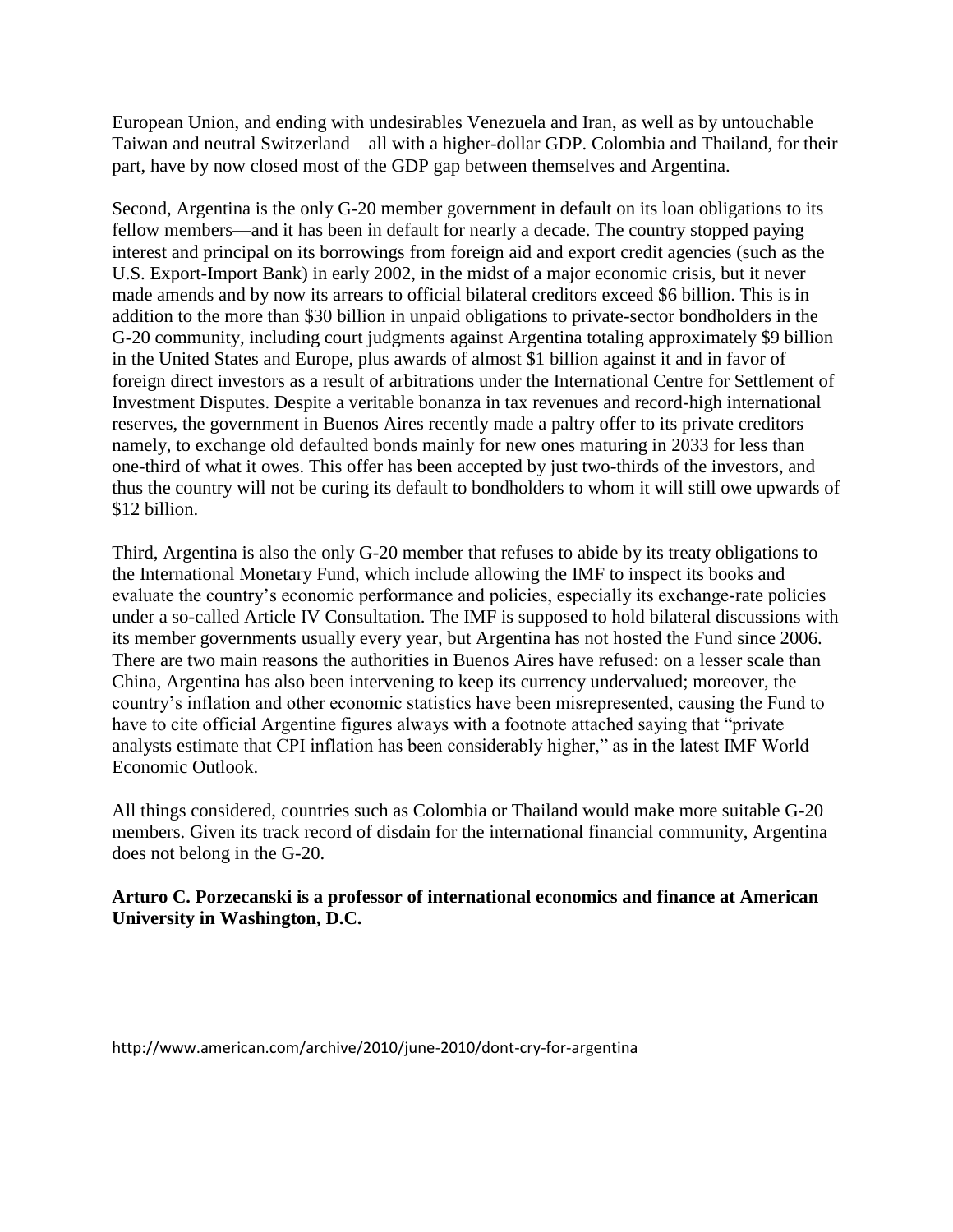European Union, and ending with undesirables Venezuela and Iran, as well as by untouchable Taiwan and neutral Switzerland—all with a higher-dollar GDP. Colombia and Thailand, for their part, have by now closed most of the GDP gap between themselves and Argentina.

Second, Argentina is the only G-20 member government in default on its loan obligations to its fellow members—and it has been in default for nearly a decade. The country stopped paying interest and principal on its borrowings from foreign aid and export credit agencies (such as the U.S. Export-Import Bank) in early 2002, in the midst of a major economic crisis, but it never made amends and by now its arrears to official bilateral creditors exceed $6 billion. This is in addition to the more than $30 billion in unpaid obligations to private-sector bondholders in the G-20 community, including court judgments against Argentina totaling approximately $9 billion in the United States and Europe, plus awards of almost $1 billion against it and in favor of foreign direct investors as a result of arbitrations under the International Centre for Settlement of Investment Disputes. Despite a veritable bonanza in tax revenues and record-high international reserves, the government in Buenos Aires recently made a paltry offer to its private creditors—namely, to exchange old defaulted bonds mainly for new ones maturing in 2033 for less than one-third of what it owes. This offer has been accepted by just two-thirds of the investors, and thus the country will not be curing its default to bondholders to whom it will still owe upwards of $12 billion.

Third, Argentina is also the only G-20 member that refuses to abide by its treaty obligations to the International Monetary Fund, which include allowing the IMF to inspect its books and evaluate the country's economic performance and policies, especially its exchange-rate policies under a so-called Article IV Consultation. The IMF is supposed to hold bilateral discussions with its member governments usually every year, but Argentina has not hosted the Fund since 2006. There are two main reasons the authorities in Buenos Aires have refused: on a lesser scale than China, Argentina has also been intervening to keep its currency undervalued; moreover, the country's inflation and other economic statistics have been misrepresented, causing the Fund to have to cite official Argentine figures always with a footnote attached saying that "private analysts estimate that CPI inflation has been considerably higher," as in the latest IMF World Economic Outlook.

All things considered, countries such as Colombia or Thailand would make more suitable G-20 members. Given its track record of disdain for the international financial community, Argentina does not belong in the G-20.

**Arturo C. Porzecanski is a professor of international economics and finance at American University in Washington, D.C.**

http://www.american.com/archive/2010/june-2010/dont-cry-for-argentina